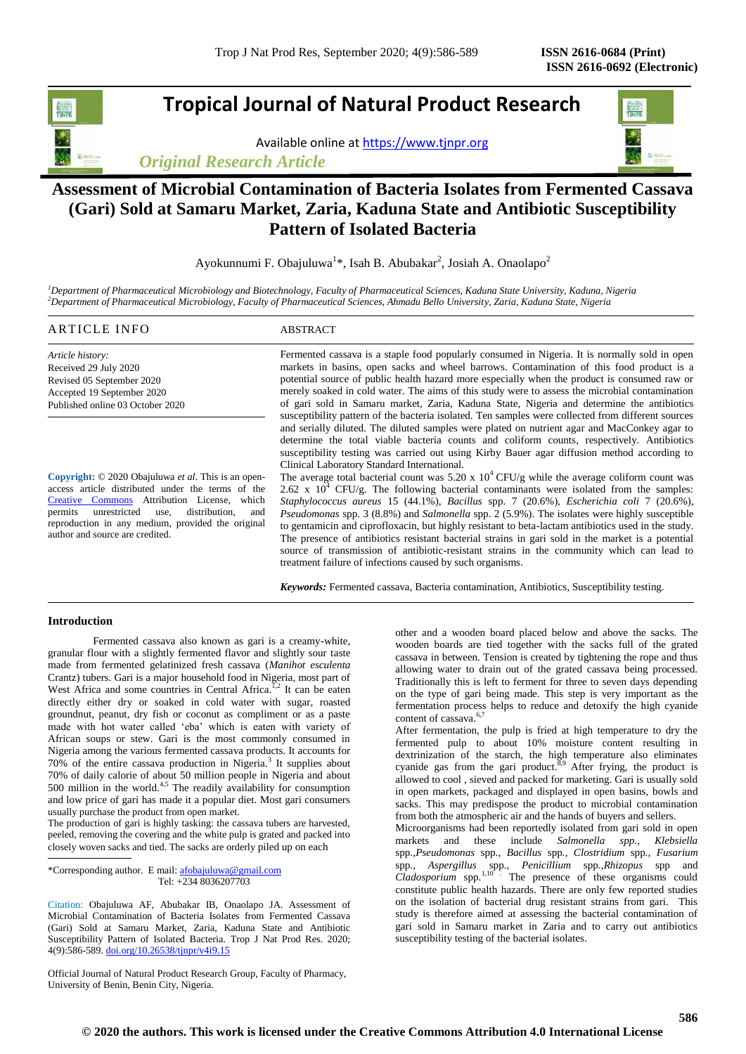# Assessment of Microbial Contamination of Bacteria Isolates from Fermented Cassava (Gari) Sold at Samaru Market, Zaria, Kaduna State and Antibiotic Susceptibility Pattern of Isolated Bacteria

*Original Research Article*

Ayokunnumi F. Obajuluwa[1]*, Isah B. Abubakar[2], Josiah A. Onaolapo[2]

[1]*Department of Pharmaceutical Microbiology and Biotechnology, Faculty of Pharmaceutical Sciences, Kaduna State University, Kaduna, Nigeria*
[2]*Department of Pharmaceutical Microbiology, Faculty of Pharmaceutical Sciences, Ahmadu Bello University, Zaria, Kaduna State, Nigeria*

## ARTICLE INFO

*Article history:*
Received 29 July 2020
Revised 05 September 2020
Accepted 19 September 2020
Published online 03 October 2020

**Copyright:** © 2020 Obajuluwa *et al*. This is an open-access article distributed under the terms of the Creative Commons Attribution License, which permits unrestricted use, distribution, and reproduction in any medium, provided the original author and source are credited.

## ABSTRACT

Fermented cassava is a staple food popularly consumed in Nigeria. It is normally sold in open markets in basins, open sacks and wheel barrows. Contamination of this food product is a potential source of public health hazard more especially when the product is consumed raw or merely soaked in cold water. The aims of this study were to assess the microbial contamination of gari sold in Samaru market, Zaria, Kaduna State, Nigeria and determine the antibiotics susceptibility pattern of the bacteria isolated. Ten samples were collected from different sources and serially diluted. The diluted samples were plated on nutrient agar and MacConkey agar to determine the total viable bacteria counts and coliform counts, respectively. Antibiotics susceptibility testing was carried out using Kirby Bauer agar diffusion method according to Clinical Laboratory Standard International.

The average total bacterial count was $5.20 \times 10^4$ CFU/g while the average coliform count was $2.62 \times 10^4$ CFU/g. The following bacterial contaminants were isolated from the samples: *Staphylococcus aureus* 15 (44.1%), *Bacillus* spp. 7 (20.6%), *Escherichia coli* 7 (20.6%), *Pseudomonas* spp. 3 (8.8%) and *Salmonella* spp. 2 (5.9%). The isolates were highly susceptible to gentamicin and ciprofloxacin, but highly resistant to beta-lactam antibiotics used in the study. The presence of antibiotics resistant bacterial strains in gari sold in the market is a potential source of transmission of antibiotic-resistant strains in the community which can lead to treatment failure of infections caused by such organisms.

***Keywords:*** Fermented cassava, Bacteria contamination, Antibiotics, Susceptibility testing.

## Introduction

Fermented cassava also known as gari is a creamy-white, granular flour with a slightly fermented flavor and slightly sour taste made from fermented gelatinized fresh cassava (*Manihot esculenta* Crantz) tubers. Gari is a major household food in Nigeria, most part of West Africa and some countries in Central Africa.[1,2] It can be eaten directly either dry or soaked in cold water with sugar, roasted groundnut, peanut, dry fish or coconut as compliment or as a paste made with hot water called 'eba' which is eaten with variety of African soups or stew. Gari is the most commonly consumed in Nigeria among the various fermented cassava products. It accounts for 70% of the entire cassava production in Nigeria.[3] It supplies about 70% of daily calorie of about 50 million people in Nigeria and about 500 million in the world.[4,5] The readily availability for consumption and low price of gari has made it a popular diet. Most gari consumers usually purchase the product from open market.

The production of gari is highly tasking: the cassava tubers are harvested, peeled, removing the covering and the white pulp is grated and packed into closely woven sacks and tied. The sacks are orderly piled up on each other and a wooden board placed below and above the sacks. The wooden boards are tied together with the sacks full of the grated cassava in between. Tension is created by tightening the rope and thus allowing water to drain out of the grated cassava being processed. Traditionally this is left to ferment for three to seven days depending on the type of gari being made. This step is very important as the fermentation process helps to reduce and detoxify the high cyanide content of cassava.[6,7]

After fermentation, the pulp is fried at high temperature to dry the fermented pulp to about 10% moisture content resulting in dextrinization of the starch, the high temperature also eliminates cyanide gas from the gari product.[8,9] After frying, the product is allowed to cool , sieved and packed for marketing. Gari is usually sold in open markets, packaged and displayed in open basins, bowls and sacks. This may predispose the product to microbial contamination from both the atmospheric air and the hands of buyers and sellers.

Microorganisms had been reportedly isolated from gari sold in open markets and these include *Salmonella spp.*, *Klebsiella* spp.,*Pseudomonas* spp., *Bacillus* spp., *Clostridium* spp., *Fusarium* spp., *Aspergillus* spp., *Penicillium* spp.,*Rhizopus* spp and *Cladosporium* spp.[1,10] The presence of these organisms could constitute public health hazards. There are only few reported studies on the isolation of bacterial drug resistant strains from gari. This study is therefore aimed at assessing the bacterial contamination of gari sold in Samaru market in Zaria and to carry out antibiotics susceptibility testing of the bacterial isolates.

*Corresponding author. E mail: afobajuluwa@gmail.com
Tel: +234 8036207703

Citation: Obajuluwa AF, Abubakar IB, Onaolapo JA. Assessment of Microbial Contamination of Bacteria Isolates from Fermented Cassava (Gari) Sold at Samaru Market, Zaria, Kaduna State and Antibiotic Susceptibility Pattern of Isolated Bacteria. Trop J Nat Prod Res. 2020; 4(9):586-589. doi.org/10.26538/tjnpr/v4i9.15

Official Journal of Natural Product Research Group, Faculty of Pharmacy, University of Benin, Benin City, Nigeria.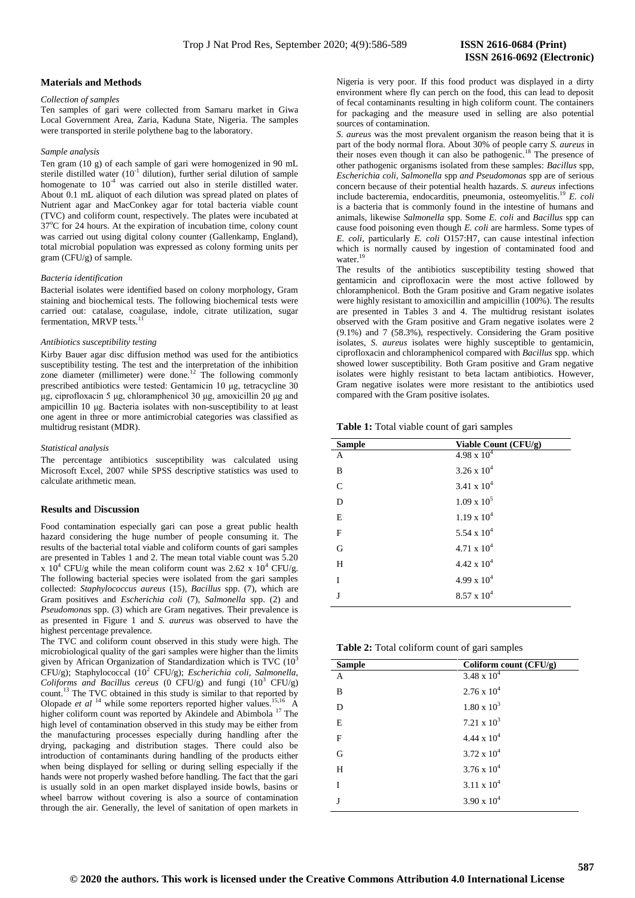## Materials and Methods

### *Collection of samples*

Ten samples of gari were collected from Samaru market in Giwa Local Government Area, Zaria, Kaduna State, Nigeria. The samples were transported in sterile polythene bag to the laboratory.

### *Sample analysis*

Ten gram (10 g) of each sample of gari were homogenized in 90 mL sterile distilled water ($10^{-1}$ dilution), further serial dilution of sample homogenate to $10^{-4}$ was carried out also in sterile distilled water. About 0.1 mL aliquot of each dilution was spread plated on plates of Nutrient agar and MacConkey agar for total bacteria viable count (TVC) and coliform count, respectively. The plates were incubated at 37°C for 24 hours. At the expiration of incubation time, colony count was carried out using digital colony counter (Gallenkamp, England), total microbial population was expressed as colony forming units per gram (CFU/g) of sample.

### *Bacteria identification*

Bacterial isolates were identified based on colony morphology, Gram staining and biochemical tests. The following biochemical tests were carried out: catalase, coagulase, indole, citrate utilization, sugar fermentation, MRVP tests.[11]

### *Antibiotics susceptibility testing*

Kirby Bauer agar disc diffusion method was used for the antibiotics susceptibility testing. The test and the interpretation of the inhibition zone diameter (millimeter) were done.[12] The following commonly prescribed antibiotics were tested: Gentamicin 10 µg, tetracycline 30 µg, ciprofloxacin 5 µg, chloramphenicol 30 µg, amoxicillin 20 µg and ampicillin 10 µg. Bacteria isolates with non-susceptibility to at least one agent in three or more antimicrobial categories was classified as multidrug resistant (MDR).

### *Statistical analysis*

The percentage antibiotics susceptibility was calculated using Microsoft Excel, 2007 while SPSS descriptive statistics was used to calculate arithmetic mean.

## Results and Discussion

Food contamination especially gari can pose a great public health hazard considering the huge number of people consuming it. The results of the bacterial total viable and coliform counts of gari samples are presented in Tables 1 and 2. The mean total viable count was 5.20 x $10^4$ CFU/g while the mean coliform count was 2.62 x $10^4$ CFU/g. The following bacterial species were isolated from the gari samples collected: *Staphylococcus aureus* (15), *Bacillus* spp. (7), which are Gram positives and *Escherichia coli* (7), *Salmonella* spp. (2) and *Pseudomonas* spp. (3) which are Gram negatives. Their prevalence is as presented in Figure 1 and *S. aureus* was observed to have the highest percentage prevalence.

The TVC and coliform count observed in this study were high. The microbiological quality of the gari samples were higher than the limits given by African Organization of Standardization which is TVC ($10^3$ CFU/g); Staphylococcal ($10^2$ CFU/g); *Escherichia coli, Salmonella, Coliforms and Bacillus cereus* (0 CFU/g) and fungi ($10^3$ CFU/g) count.[13] The TVC obtained in this study is similar to that reported by Olopade *et al* [14] while some reporters reported higher values.[15,16] A higher coliform count was reported by Akindele and Abimbola [17] The high level of contamination observed in this study may be either from the manufacturing processes especially during handling after the drying, packaging and distribution stages. There could also be introduction of contaminants during handling of the products either when being displayed for selling or during selling especially if the hands were not properly washed before handling. The fact that the gari is usually sold in an open market displayed inside bowls, basins or wheel barrow without covering is also a source of contamination through the air. Generally, the level of sanitation of open markets in Nigeria is very poor. If this food product was displayed in a dirty environment where fly can perch on the food, this can lead to deposit of fecal contaminants resulting in high coliform count. The containers for packaging and the measure used in selling are also potential sources of contamination.

*S. aureus* was the most prevalent organism the reason being that it is part of the body normal flora. About 30% of people carry *S. aureus* in their noses even though it can also be pathogenic.[18] The presence of other pathogenic organisms isolated from these samples: *Bacillus* spp, *Escherichia coli, Salmonella* spp *and Pseudomonas* spp are of serious concern because of their potential health hazards. *S. aureus* infections include bacteremia, endocarditis, pneumonia, osteomyelitis.[19] *E. coli* is a bacteria that is commonly found in the intestine of humans and animals, likewise *Salmonella* spp. Some *E. coli* and *Bacillus* spp can cause food poisoning even though *E. coli* are harmless. Some types of *E. coli*, particularly *E. coli* O157:H7, can cause intestinal infection which is normally caused by ingestion of contaminated food and water.[19]

The results of the antibiotics susceptibility testing showed that gentamicin and ciprofloxacin were the most active followed by chloramphenicol. Both the Gram positive and Gram negative isolates were highly resistant to amoxicillin and ampicillin (100%). The results are presented in Tables 3 and 4. The multidrug resistant isolates observed with the Gram positive and Gram negative isolates were 2 (9.1%) and 7 (58.3%), respectively. Considering the Gram positive isolates, *S. aureus* isolates were highly susceptible to gentamicin, ciprofloxacin and chloramphenicol compared with *Bacillus* spp. which showed lower susceptibility. Both Gram positive and Gram negative isolates were highly resistant to beta lactam antibiotics. However, Gram negative isolates were more resistant to the antibiotics used compared with the Gram positive isolates.

**Table 1:** Total viable count of gari samples

| Sample | Viable Count (CFU/g) |
|---|---|
| A | 4.98 x $10^4$ |
| B | 3.26 x $10^4$ |
| C | 3.41 x $10^4$ |
| D | 1.09 x $10^5$ |
| E | 1.19 x $10^4$ |
| F | 5.54 x $10^4$ |
| G | 4.71 x $10^4$ |
| H | 4.42 x $10^4$ |
| I | 4.99 x $10^4$ |
| J | 8.57 x $10^4$ |

**Table 2:** Total coliform count of gari samples

| Sample | Coliform count (CFU/g) |
|---|---|
| A | 3.48 x $10^4$ |
| B | 2.76 x $10^4$ |
| D | 1.80 x $10^3$ |
| E | 7.21 x $10^3$ |
| F | 4.44 x $10^4$ |
| G | 3.72 x $10^4$ |
| H | 3.76 x $10^4$ |
| I | 3.11 x $10^4$ |
| J | 3.90 x $10^4$ |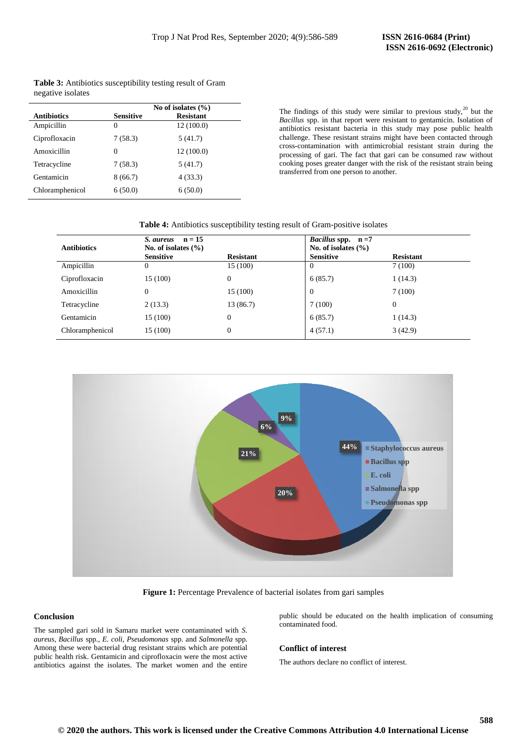**Table 3:** Antibiotics susceptibility testing result of Gram negative isolates

| Antibiotics | No of isolates (%) | |
|---|---|---|
| | Sensitive | Resistant |
| Ampicillin | 0 | 12 (100.0) |
| Ciprofloxacin | 7 (58.3) | 5 (41.7) |
| Amoxicillin | 0 | 12 (100.0) |
| Tetracycline | 7 (58.3) | 5 (41.7) |
| Gentamicin | 8 (66.7) | 4 (33.3) |
| Chloramphenicol | 6 (50.0) | 6 (50.0) |

The findings of this study were similar to previous study,[20] but the *Bacillus* spp. in that report were resistant to gentamicin. Isolation of antibiotics resistant bacteria in this study may pose public health challenge. These resistant strains might have been contacted through cross-contamination with antimicrobial resistant strain during the processing of gari. The fact that gari can be consumed raw without cooking poses greater danger with the risk of the resistant strain being transferred from one person to another.

**Table 4:** Antibiotics susceptibility testing result of Gram-positive isolates

| Antibiotics | *S. aureus* n = 15 No. of isolates (%) | | *Bacillus* spp. n =7 No. of isolates (%) | |
|---|---|---|---|---|
| | Sensitive | Resistant | Sensitive | Resistant |
| Ampicillin | 0 | 15 (100) | 0 | 7 (100) |
| Ciprofloxacin | 15 (100) | 0 | 6 (85.7) | 1 (14.3) |
| Amoxicillin | 0 | 15 (100) | 0 | 7 (100) |
| Tetracycline | 2 (13.3) | 13 (86.7) | 7 (100) | 0 |
| Gentamicin | 15 (100) | 0 | 6 (85.7) | 1 (14.3) |
| Chloramphenicol | 15 (100) | 0 | 4 (57.1) | 3 (42.9) |

**Figure 1:** Percentage Prevalence of bacterial isolates from gari samples

## Conclusion

The sampled gari sold in Samaru market were contaminated with *S. aureus*, *Bacillus* spp., *E. coli*, *Pseudomonas* spp. and *Salmonella* spp. Among these were bacterial drug resistant strains which are potential public health risk. Gentamicin and ciprofloxacin were the most active antibiotics against the isolates. The market women and the entire public should be educated on the health implication of consuming contaminated food.

## Conflict of interest

The authors declare no conflict of interest.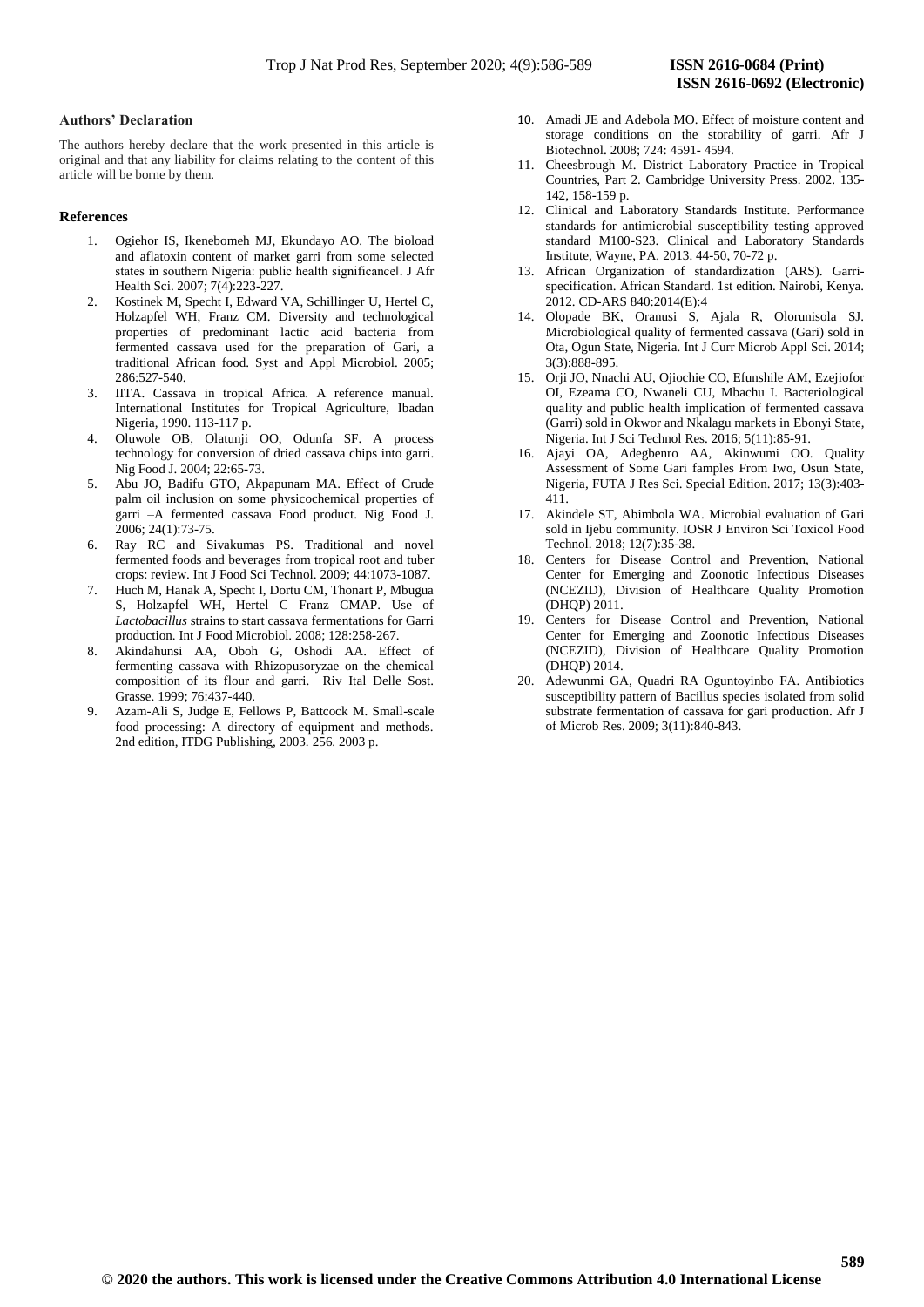## Authors' Declaration

The authors hereby declare that the work presented in this article is original and that any liability for claims relating to the content of this article will be borne by them.

## References

1. Ogiehor IS, Ikenebomeh MJ, Ekundayo AO. The bioload and aflatoxin content of market garri from some selected states in southern Nigeria: public health significancel. J Afr Health Sci. 2007; 7(4):223-227.
2. Kostinek M, Specht I, Edward VA, Schillinger U, Hertel C, Holzapfel WH, Franz CM. Diversity and technological properties of predominant lactic acid bacteria from fermented cassava used for the preparation of Gari, a traditional African food. Syst and Appl Microbiol. 2005; 286:527-540.
3. IITA. Cassava in tropical Africa. A reference manual. International Institutes for Tropical Agriculture, Ibadan Nigeria, 1990. 113-117 p.
4. Oluwole OB, Olatunji OO, Odunfa SF. A process technology for conversion of dried cassava chips into garri. Nig Food J. 2004; 22:65-73.
5. Abu JO, Badifu GTO, Akpapunam MA. Effect of Crude palm oil inclusion on some physicochemical properties of garri –A fermented cassava Food product. Nig Food J. 2006; 24(1):73-75.
6. Ray RC and Sivakumas PS. Traditional and novel fermented foods and beverages from tropical root and tuber crops: review. Int J Food Sci Technol. 2009; 44:1073-1087.
7. Huch M, Hanak A, Specht I, Dortu CM, Thonart P, Mbugua S, Holzapfel WH, Hertel C Franz CMAP. Use of *Lactobacillus* strains to start cassava fermentations for Garri production. Int J Food Microbiol. 2008; 128:258-267.
8. Akindahunsi AA, Oboh G, Oshodi AA. Effect of fermenting cassava with Rhizopusoryzae on the chemical composition of its flour and garri. Riv Ital Delle Sost. Grasse. 1999; 76:437-440.
9. Azam-Ali S, Judge E, Fellows P, Battcock M. Small-scale food processing: A directory of equipment and methods. 2nd edition, ITDG Publishing, 2003. 256. 2003 p.
10. Amadi JE and Adebola MO. Effect of moisture content and storage conditions on the storability of garri. Afr J Biotechnol. 2008; 724: 4591- 4594.
11. Cheesbrough M. District Laboratory Practice in Tropical Countries, Part 2. Cambridge University Press. 2002. 135-142, 158-159 p.
12. Clinical and Laboratory Standards Institute. Performance standards for antimicrobial susceptibility testing approved standard M100-S23. Clinical and Laboratory Standards Institute, Wayne, PA. 2013. 44-50, 70-72 p.
13. African Organization of standardization (ARS). Garri-specification. African Standard. 1st edition. Nairobi, Kenya. 2012. CD-ARS 840:2014(E):4
14. Olopade BK, Oranusi S, Ajala R, Olorunisola SJ. Microbiological quality of fermented cassava (Gari) sold in Ota, Ogun State, Nigeria. Int J Curr Microb Appl Sci. 2014; 3(3):888-895.
15. Orji JO, Nnachi AU, Ojiochie CO, Efunshile AM, Ezejiofor OI, Ezeama CO, Nwaneli CU, Mbachu I. Bacteriological quality and public health implication of fermented cassava (Garri) sold in Okwor and Nkalagu markets in Ebonyi State, Nigeria. Int J Sci Technol Res. 2016; 5(11):85-91.
16. Ajayi OA, Adegbenro AA, Akinwumi OO. Quality Assessment of Some Gari famples From Iwo, Osun State, Nigeria, FUTA J Res Sci. Special Edition. 2017; 13(3):403-411.
17. Akindele ST, Abimbola WA. Microbial evaluation of Gari sold in Ijebu community. IOSR J Environ Sci Toxicol Food Technol. 2018; 12(7):35-38.
18. Centers for Disease Control and Prevention, National Center for Emerging and Zoonotic Infectious Diseases (NCEZID), Division of Healthcare Quality Promotion (DHQP) 2011.
19. Centers for Disease Control and Prevention, National Center for Emerging and Zoonotic Infectious Diseases (NCEZID), Division of Healthcare Quality Promotion (DHQP) 2014.
20. Adewunmi GA, Quadri RA Oguntoyinbo FA. Antibiotics susceptibility pattern of Bacillus species isolated from solid substrate fermentation of cassava for gari production. Afr J of Microb Res. 2009; 3(11):840-843.